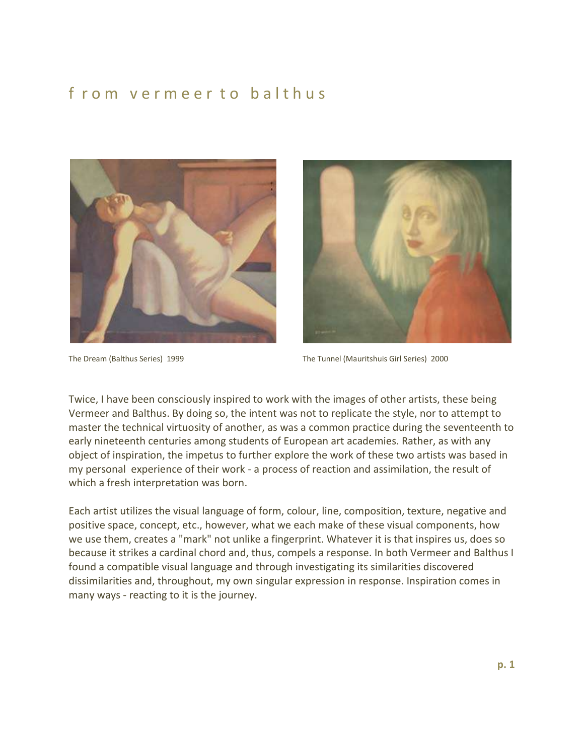# from vermeer to balthus

The Dream (Balthus Series) 1999

The Tunnel (Mauritshuis Girl Series) 2000

Twice, I have been consciously inspired to work with the images of other artists, these being Vermeer and Balthus. By doing so, the intent was not to replicate the style, nor to attempt to master the technical virtuosity of another, as was a common practice during the seventeenth to early nineteenth centuries among students of European art academies. Rather, as with any object of inspiration, the impetus to further explore the work of these two artists was based in my personal experience of their work - a process of reaction and assimilation, the result of which a fresh interpretation was born.

Each artist utilizes the visual language of form, colour, line, composition, texture, negative and positive space, concept, etc., however, what we each make of these visual components, how we use them, creates a "mark" not unlike a fingerprint. Whatever it is that inspires us, does so because it strikes a cardinal chord and, thus, compels a response. In both Vermeer and Balthus I found a compatible visual language and through investigating its similarities discovered dissimilarities and, throughout, my own singular expression in response. Inspiration comes in many ways - reacting to it is the journey.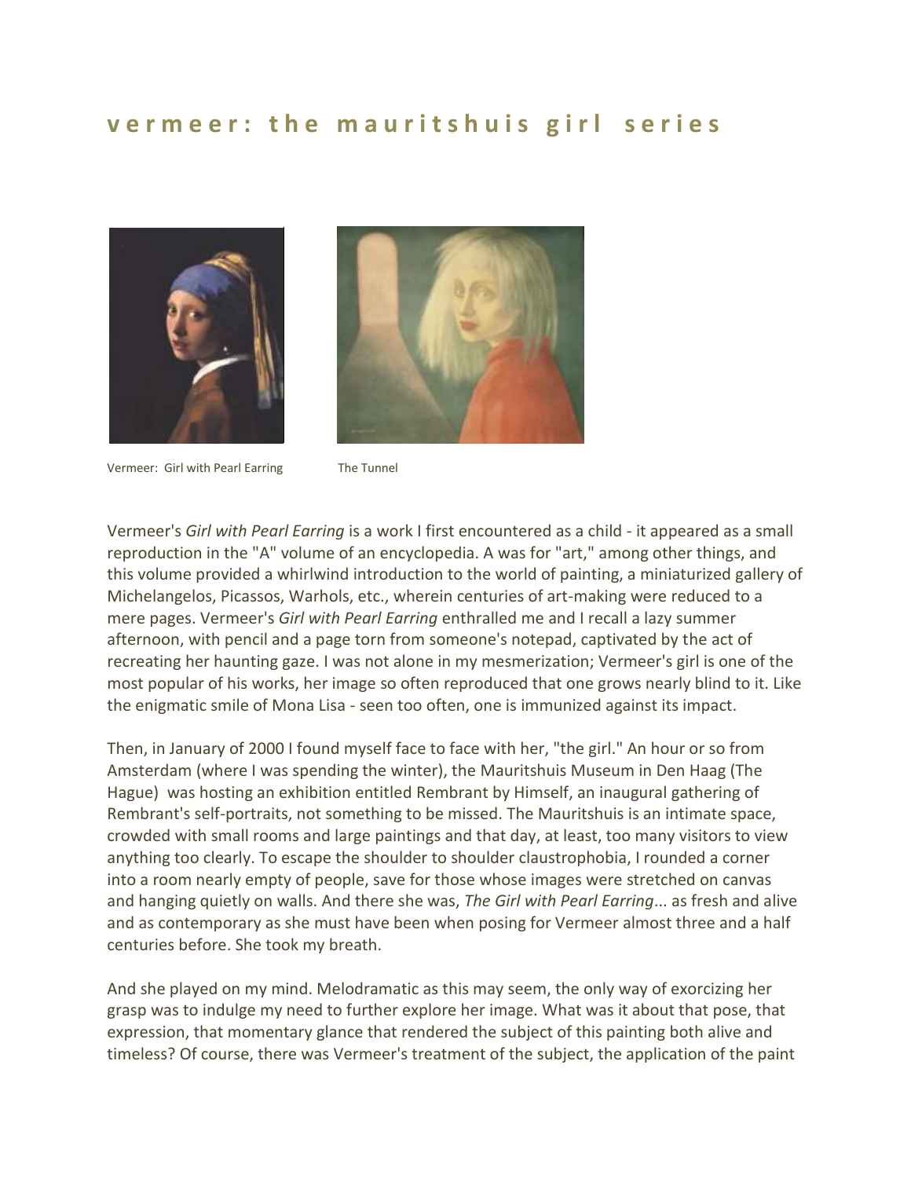## vermeer: the mauritshuis girl series

Vermeer: Girl with Pearl Earring

The Tunnel

Vermeer's *Girl with Pearl Earring* is a work I first encountered as a child - it appeared as a small reproduction in the "A" volume of an encyclopedia. A was for "art," among other things, and this volume provided a whirlwind introduction to the world of painting, a miniaturized gallery of Michelangelos, Picassos, Warhols, etc., wherein centuries of art-making were reduced to a mere pages. Vermeer's *Girl with Pearl Earring* enthralled me and I recall a lazy summer afternoon, with pencil and a page torn from someone's notepad, captivated by the act of recreating her haunting gaze. I was not alone in my mesmerization; Vermeer's girl is one of the most popular of his works, her image so often reproduced that one grows nearly blind to it. Like the enigmatic smile of Mona Lisa - seen too often, one is immunized against its impact.

Then, in January of 2000 I found myself face to face with her, "the girl." An hour or so from Amsterdam (where I was spending the winter), the Mauritshuis Museum in Den Haag (The Hague) was hosting an exhibition entitled Rembrant by Himself, an inaugural gathering of Rembrant's self-portraits, not something to be missed. The Mauritshuis is an intimate space, crowded with small rooms and large paintings and that day, at least, too many visitors to view anything too clearly. To escape the shoulder to shoulder claustrophobia, I rounded a corner into a room nearly empty of people, save for those whose images were stretched on canvas and hanging quietly on walls. And there she was, *The Girl with Pearl Earring*... as fresh and alive and as contemporary as she must have been when posing for Vermeer almost three and a half centuries before. She took my breath.

And she played on my mind. Melodramatic as this may seem, the only way of exorcizing her grasp was to indulge my need to further explore her image. What was it about that pose, that expression, that momentary glance that rendered the subject of this painting both alive and timeless? Of course, there was Vermeer's treatment of the subject, the application of the paint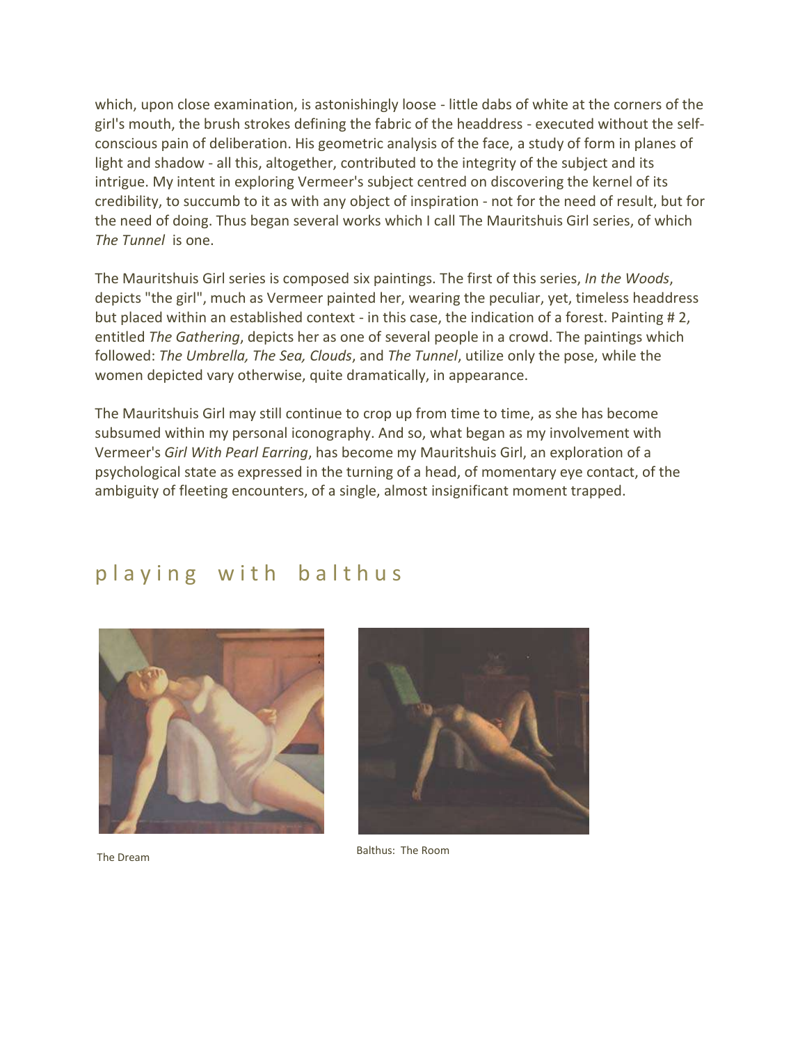which, upon close examination, is astonishingly loose - little dabs of white at the corners of the girl's mouth, the brush strokes defining the fabric of the headdress - executed without the self-conscious pain of deliberation. His geometric analysis of the face, a study of form in planes of light and shadow - all this, altogether, contributed to the integrity of the subject and its intrigue. My intent in exploring Vermeer's subject centred on discovering the kernel of its credibility, to succumb to it as with any object of inspiration - not for the need of result, but for the need of doing. Thus began several works which I call The Mauritshuis Girl series, of which *The Tunnel* is one.

The Mauritshuis Girl series is composed six paintings. The first of this series, *In the Woods*, depicts "the girl", much as Vermeer painted her, wearing the peculiar, yet, timeless headdress but placed within an established context - in this case, the indication of a forest. Painting # 2, entitled *The Gathering*, depicts her as one of several people in a crowd. The paintings which followed: *The Umbrella, The Sea, Clouds*, and *The Tunnel*, utilize only the pose, while the women depicted vary otherwise, quite dramatically, in appearance.

The Mauritshuis Girl may still continue to crop up from time to time, as she has become subsumed within my personal iconography. And so, what began as my involvement with Vermeer's *Girl With Pearl Earring*, has become my Mauritshuis Girl, an exploration of a psychological state as expressed in the turning of a head, of momentary eye contact, of the ambiguity of fleeting encounters, of a single, almost insignificant moment trapped.

## playing with balthus

The Dream

Balthus: The Room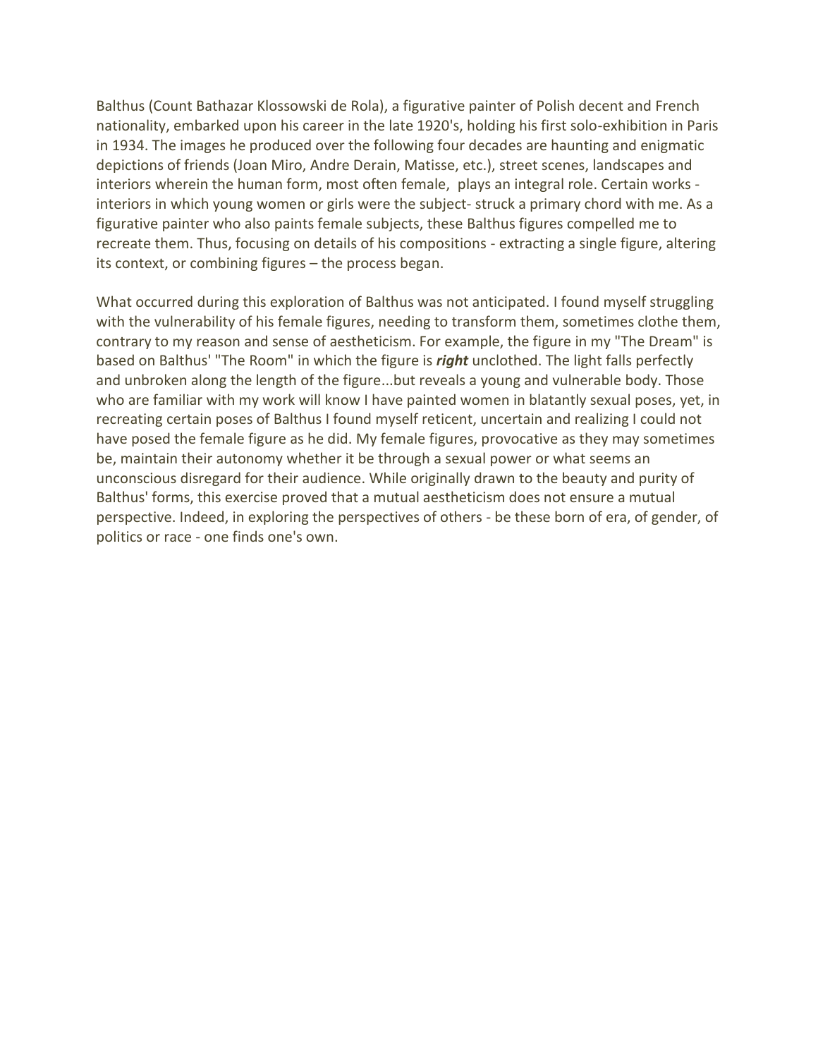Balthus (Count Bathazar Klossowski de Rola), a figurative painter of Polish decent and French nationality, embarked upon his career in the late 1920's, holding his first solo-exhibition in Paris in 1934. The images he produced over the following four decades are haunting and enigmatic depictions of friends (Joan Miro, Andre Derain, Matisse, etc.), street scenes, landscapes and interiors wherein the human form, most often female, plays an integral role. Certain works - interiors in which young women or girls were the subject- struck a primary chord with me. As a figurative painter who also paints female subjects, these Balthus figures compelled me to recreate them. Thus, focusing on details of his compositions - extracting a single figure, altering its context, or combining figures – the process began.

What occurred during this exploration of Balthus was not anticipated. I found myself struggling with the vulnerability of his female figures, needing to transform them, sometimes clothe them, contrary to my reason and sense of aestheticism. For example, the figure in my "The Dream" is based on Balthus' "The Room" in which the figure is ***right*** unclothed. The light falls perfectly and unbroken along the length of the figure...but reveals a young and vulnerable body. Those who are familiar with my work will know I have painted women in blatantly sexual poses, yet, in recreating certain poses of Balthus I found myself reticent, uncertain and realizing I could not have posed the female figure as he did. My female figures, provocative as they may sometimes be, maintain their autonomy whether it be through a sexual power or what seems an unconscious disregard for their audience. While originally drawn to the beauty and purity of Balthus' forms, this exercise proved that a mutual aestheticism does not ensure a mutual perspective. Indeed, in exploring the perspectives of others - be these born of era, of gender, of politics or race - one finds one's own.